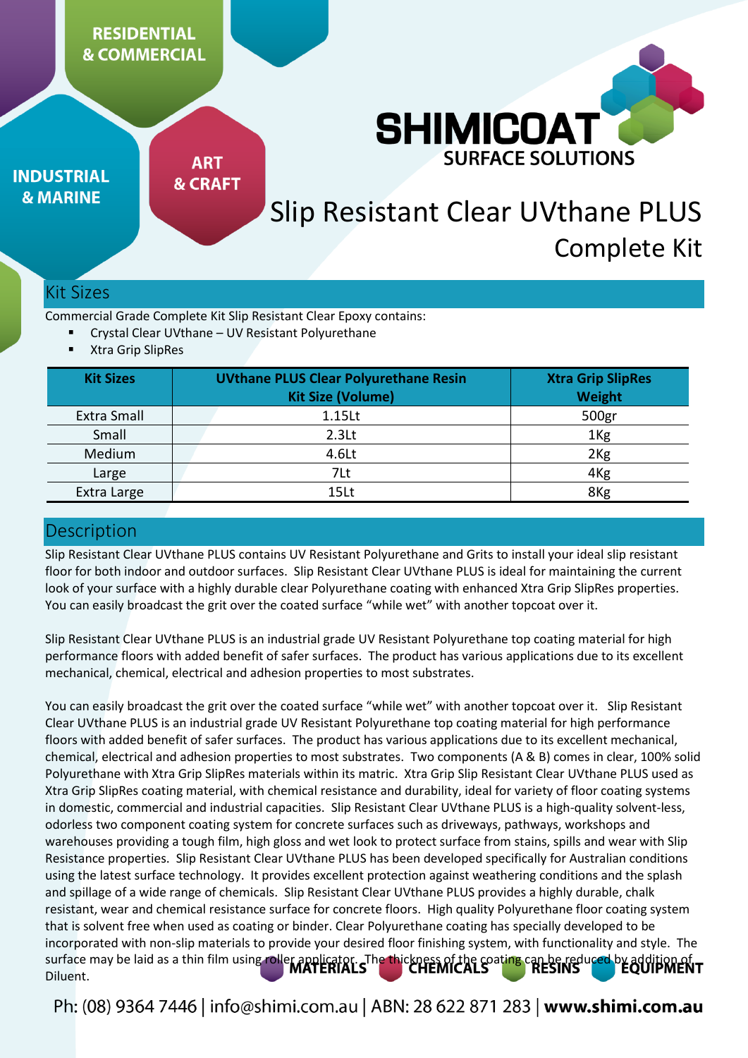RESIDENTIAL & COMMERCIAL

INDUSTRIAL & MARINE

ART & CRAFT

SHIMICOAT SURFACE SOLUTIONS

# Slip Resistant Clear UVthane PLUS Complete Kit

## Kit Sizes

Commercial Grade Complete Kit Slip Resistant Clear Epoxy contains:

- Crystal Clear UVthane – UV Resistant Polyurethane
- Xtra Grip SlipRes

| Kit Sizes | UVthane PLUS Clear Polyurethane Resin Kit Size (Volume) | Xtra Grip SlipRes Weight |
|---|---|---|
| Extra Small | 1.15Lt | 500gr |
| Small | 2.3Lt | 1Kg |
| Medium | 4.6Lt | 2Kg |
| Large | 7Lt | 4Kg |
| Extra Large | 15Lt | 8Kg |

## Description

Slip Resistant Clear UVthane PLUS contains UV Resistant Polyurethane and Grits to install your ideal slip resistant floor for both indoor and outdoor surfaces. Slip Resistant Clear UVthane PLUS is ideal for maintaining the current look of your surface with a highly durable clear Polyurethane coating with enhanced Xtra Grip SlipRes properties. You can easily broadcast the grit over the coated surface "while wet" with another topcoat over it.

Slip Resistant Clear UVthane PLUS is an industrial grade UV Resistant Polyurethane top coating material for high performance floors with added benefit of safer surfaces. The product has various applications due to its excellent mechanical, chemical, electrical and adhesion properties to most substrates.

You can easily broadcast the grit over the coated surface "while wet" with another topcoat over it. Slip Resistant Clear UVthane PLUS is an industrial grade UV Resistant Polyurethane top coating material for high performance floors with added benefit of safer surfaces. The product has various applications due to its excellent mechanical, chemical, electrical and adhesion properties to most substrates. Two components (A & B) comes in clear, 100% solid Polyurethane with Xtra Grip SlipRes materials within its matric. Xtra Grip Slip Resistant Clear UVthane PLUS used as Xtra Grip SlipRes coating material, with chemical resistance and durability, ideal for variety of floor coating systems in domestic, commercial and industrial capacities. Slip Resistant Clear UVthane PLUS is a high-quality solvent-less, odorless two component coating system for concrete surfaces such as driveways, pathways, workshops and warehouses providing a tough film, high gloss and wet look to protect surface from stains, spills and wear with Slip Resistance properties. Slip Resistant Clear UVthane PLUS has been developed specifically for Australian conditions using the latest surface technology. It provides excellent protection against weathering conditions and the splash and spillage of a wide range of chemicals. Slip Resistant Clear UVthane PLUS provides a highly durable, chalk resistant, wear and chemical resistance surface for concrete floors. High quality Polyurethane floor coating system that is solvent free when used as coating or binder. Clear Polyurethane coating has specially developed to be incorporated with non-slip materials to provide your desired floor finishing system, with functionality and style. The surface may be laid as a thin film using roller applicator. The thickness of the coating can be reduced by addition of Diluent.

MATERIALS CHEMICALS RESINS EQUIPMENT

Ph: (08) 9364 7446 | info@shimi.com.au | ABN: 28 622 871 283 | **www.shimi.com.au**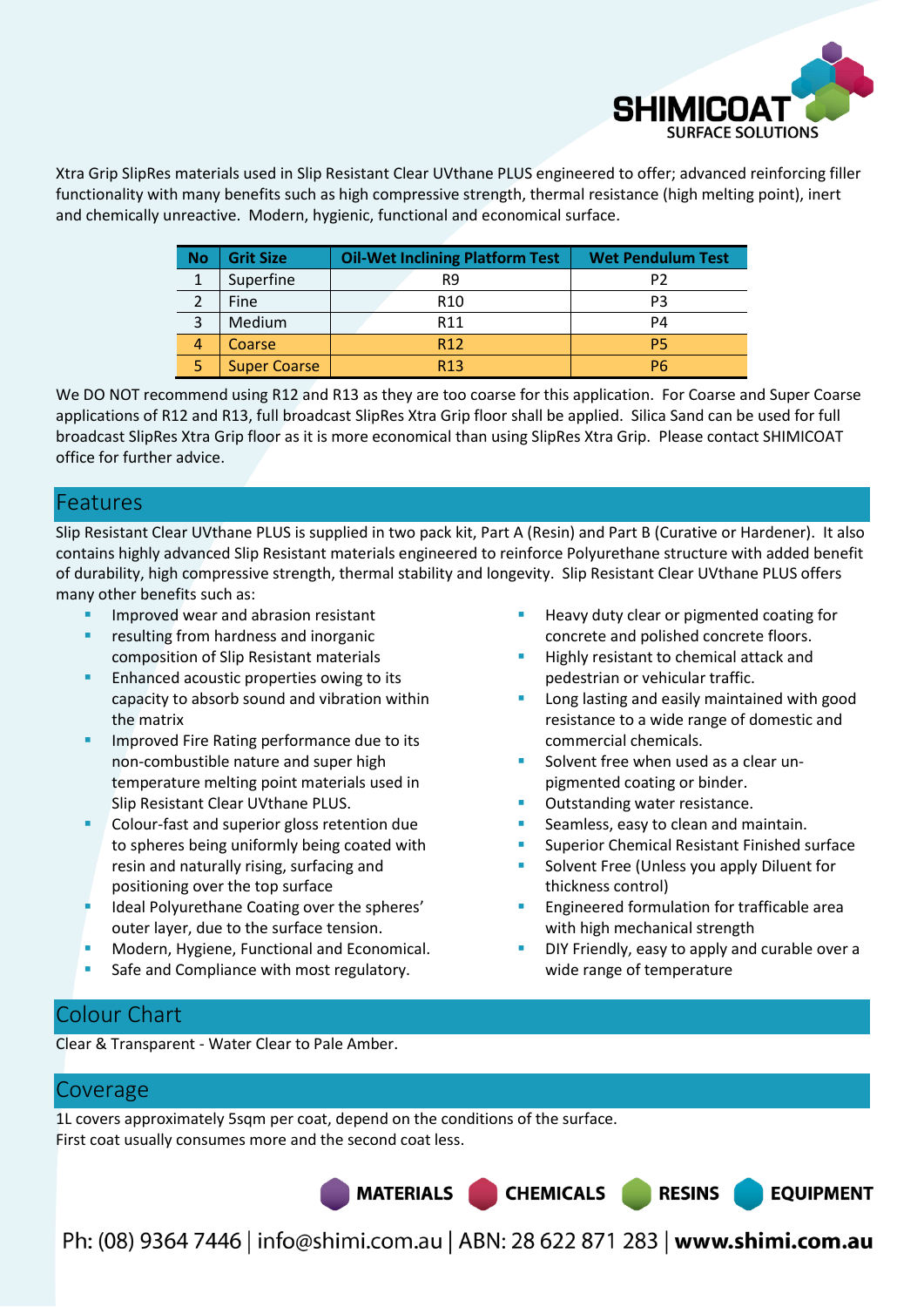Xtra Grip SlipRes materials used in Slip Resistant Clear UVthane PLUS engineered to offer; advanced reinforcing filler functionality with many benefits such as high compressive strength, thermal resistance (high melting point), inert and chemically unreactive. Modern, hygienic, functional and economical surface.

| No | Grit Size | Oil-Wet Inclining Platform Test | Wet Pendulum Test |
|---|---|---|---|
| 1 | Superfine | R9 | P2 |
| 2 | Fine | R10 | P3 |
| 3 | Medium | R11 | P4 |
| 4 | Coarse | R12 | P5 |
| 5 | Super Coarse | R13 | P6 |

We DO NOT recommend using R12 and R13 as they are too coarse for this application. For Coarse and Super Coarse applications of R12 and R13, full broadcast SlipRes Xtra Grip floor shall be applied. Silica Sand can be used for full broadcast SlipRes Xtra Grip floor as it is more economical than using SlipRes Xtra Grip. Please contact SHIMICOAT office for further advice.

## Features

Slip Resistant Clear UVthane PLUS is supplied in two pack kit, Part A (Resin) and Part B (Curative or Hardener). It also contains highly advanced Slip Resistant materials engineered to reinforce Polyurethane structure with added benefit of durability, high compressive strength, thermal stability and longevity. Slip Resistant Clear UVthane PLUS offers many other benefits such as:

- Improved wear and abrasion resistant
- resulting from hardness and inorganic composition of Slip Resistant materials
- Enhanced acoustic properties owing to its capacity to absorb sound and vibration within the matrix
- Improved Fire Rating performance due to its non-combustible nature and super high temperature melting point materials used in Slip Resistant Clear UVthane PLUS.
- Colour-fast and superior gloss retention due to spheres being uniformly being coated with resin and naturally rising, surfacing and positioning over the top surface
- Ideal Polyurethane Coating over the spheres' outer layer, due to the surface tension.
- Modern, Hygiene, Functional and Economical.
- Safe and Compliance with most regulatory.
- Heavy duty clear or pigmented coating for concrete and polished concrete floors.
- Highly resistant to chemical attack and pedestrian or vehicular traffic.
- Long lasting and easily maintained with good resistance to a wide range of domestic and commercial chemicals.
- Solvent free when used as a clear un-pigmented coating or binder.
- Outstanding water resistance.
- Seamless, easy to clean and maintain.
- Superior Chemical Resistant Finished surface
- Solvent Free (Unless you apply Diluent for thickness control)
- Engineered formulation for trafficable area with high mechanical strength
- DIY Friendly, easy to apply and curable over a wide range of temperature

## Colour Chart

Clear & Transparent - Water Clear to Pale Amber.

## Coverage

1L covers approximately 5sqm per coat, depend on the conditions of the surface.
First coat usually consumes more and the second coat less.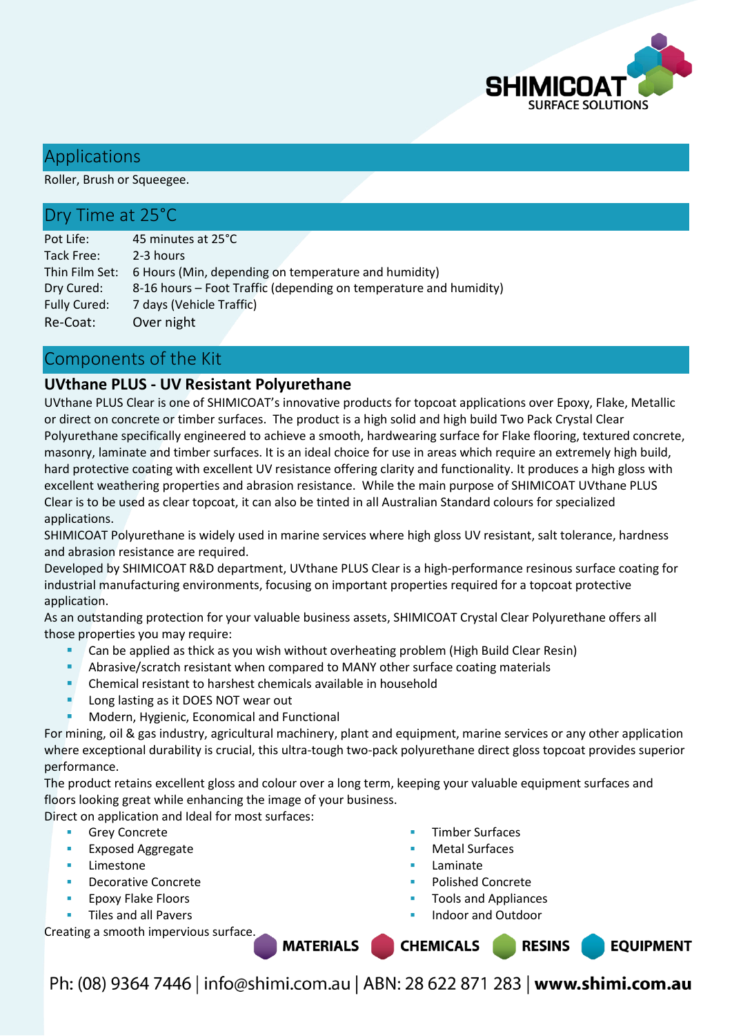## Applications

Roller, Brush or Squeegee.

## Dry Time at 25°C

| | |
|---|---|
| Pot Life: | 45 minutes at 25°C |
| Tack Free: | 2-3 hours |
| Thin Film Set: | 6 Hours (Min, depending on temperature and humidity) |
| Dry Cured: | 8-16 hours – Foot Traffic (depending on temperature and humidity) |
| Fully Cured: | 7 days (Vehicle Traffic) |
| Re-Coat: | Over night |

## Components of the Kit

### UVthane PLUS - UV Resistant Polyurethane

UVthane PLUS Clear is one of SHIMICOAT's innovative products for topcoat applications over Epoxy, Flake, Metallic or direct on concrete or timber surfaces. The product is a high solid and high build Two Pack Crystal Clear Polyurethane specifically engineered to achieve a smooth, hardwearing surface for Flake flooring, textured concrete, masonry, laminate and timber surfaces. It is an ideal choice for use in areas which require an extremely high build, hard protective coating with excellent UV resistance offering clarity and functionality. It produces a high gloss with excellent weathering properties and abrasion resistance. While the main purpose of SHIMICOAT UVthane PLUS Clear is to be used as clear topcoat, it can also be tinted in all Australian Standard colours for specialized applications.

SHIMICOAT Polyurethane is widely used in marine services where high gloss UV resistant, salt tolerance, hardness and abrasion resistance are required.

Developed by SHIMICOAT R&D department, UVthane PLUS Clear is a high-performance resinous surface coating for industrial manufacturing environments, focusing on important properties required for a topcoat protective application.

As an outstanding protection for your valuable business assets, SHIMICOAT Crystal Clear Polyurethane offers all those properties you may require:

- Can be applied as thick as you wish without overheating problem (High Build Clear Resin)
- Abrasive/scratch resistant when compared to MANY other surface coating materials
- Chemical resistant to harshest chemicals available in household
- Long lasting as it DOES NOT wear out
- Modern, Hygienic, Economical and Functional

For mining, oil & gas industry, agricultural machinery, plant and equipment, marine services or any other application where exceptional durability is crucial, this ultra-tough two-pack polyurethane direct gloss topcoat provides superior performance.

The product retains excellent gloss and colour over a long term, keeping your valuable equipment surfaces and floors looking great while enhancing the image of your business.

Direct on application and Ideal for most surfaces:

- Grey Concrete
- Exposed Aggregate
- Limestone
- Decorative Concrete
- Epoxy Flake Floors
- Tiles and all Pavers
- Timber Surfaces
- Metal Surfaces
- Laminate
- Polished Concrete
- Tools and Appliances
- Indoor and Outdoor

Creating a smooth impervious surface.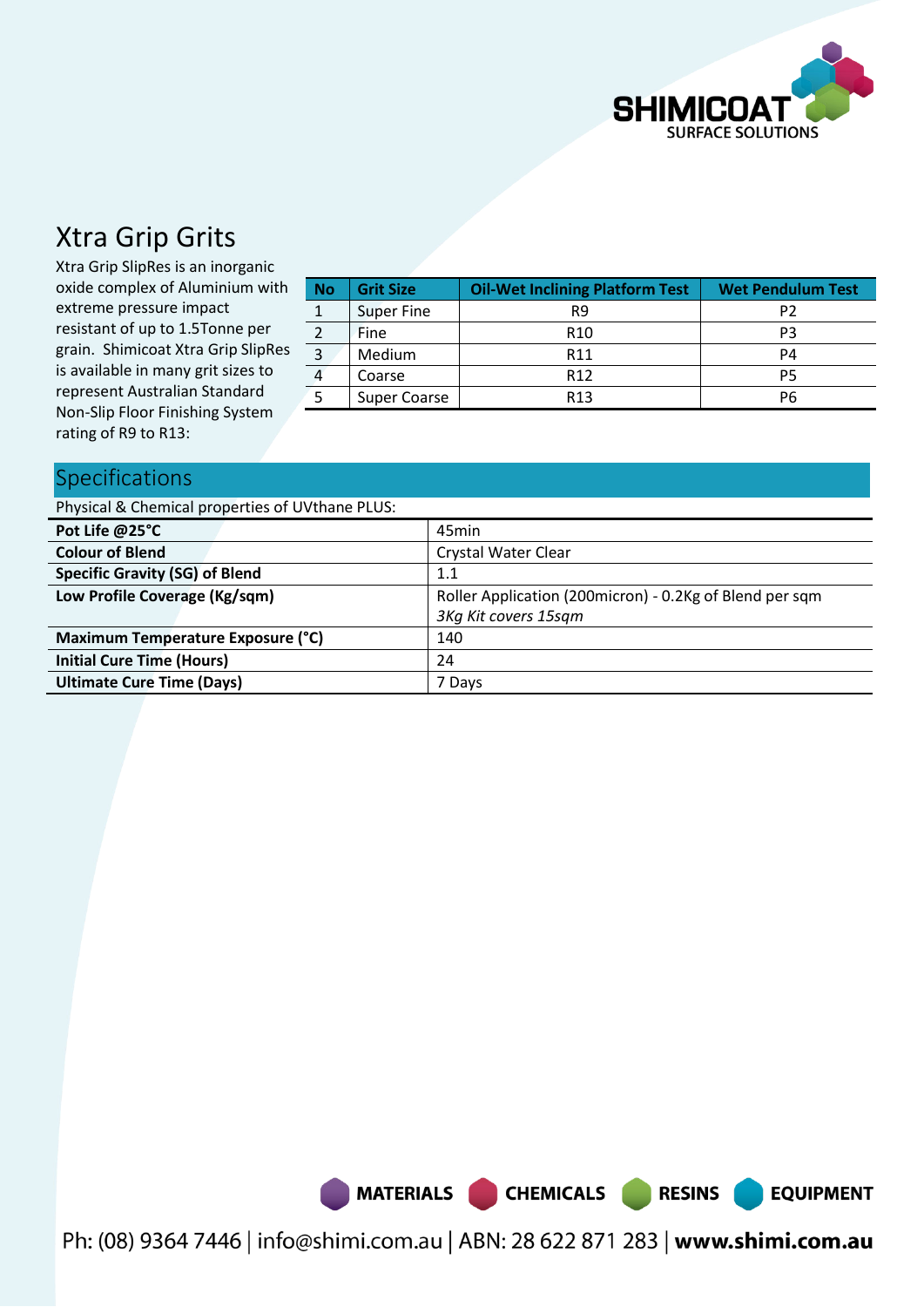# Xtra Grip Grits

Xtra Grip SlipRes is an inorganic oxide complex of Aluminium with extreme pressure impact resistant of up to 1.5Tonne per grain. Shimicoat Xtra Grip SlipRes is available in many grit sizes to represent Australian Standard Non-Slip Floor Finishing System rating of R9 to R13:

| No | Grit Size | Oil-Wet Inclining Platform Test | Wet Pendulum Test |
|---|---|---|---|
| 1 | Super Fine | R9 | P2 |
| 2 | Fine | R10 | P3 |
| 3 | Medium | R11 | P4 |
| 4 | Coarse | R12 | P5 |
| 5 | Super Coarse | R13 | P6 |

## Specifications

Physical & Chemical properties of UVthane PLUS:

| Property | Value |
|---|---|
| **Pot Life @25°C** | 45min |
| **Colour of Blend** | Crystal Water Clear |
| **Specific Gravity (SG) of Blend** | 1.1 |
| **Low Profile Coverage (Kg/sqm)** | Roller Application (200micron) - 0.2Kg of Blend per sqm<br>*3Kg Kit covers 15sqm* |
| **Maximum Temperature Exposure (°C)** | 140 |
| **Initial Cure Time (Hours)** | 24 |
| **Ultimate Cure Time (Days)** | 7 Days |

MATERIALS CHEMICALS RESINS EQUIPMENT

Ph: (08) 9364 7446 | info@shimi.com.au | ABN: 28 622 871 283 | **www.shimi.com.au**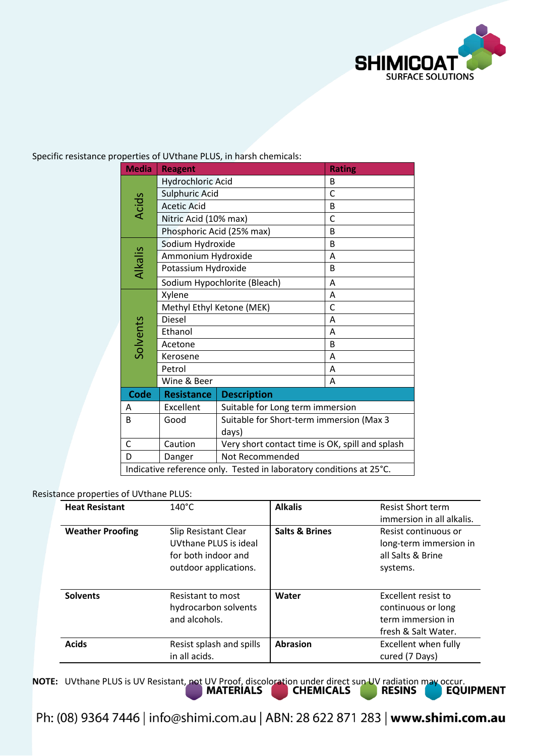Specific resistance properties of UVthane PLUS, in harsh chemicals:

| Media | Reagent | Rating |
|---|---|---|
| Acids | Hydrochloric Acid | B |
| | Sulphuric Acid | C |
| | Acetic Acid | B |
| | Nitric Acid (10% max) | C |
| | Phosphoric Acid (25% max) | B |
| Alkalis | Sodium Hydroxide | B |
| | Ammonium Hydroxide | A |
| | Potassium Hydroxide | B |
| | Sodium Hypochlorite (Bleach) | A |
| Solvents | Xylene | A |
| | Methyl Ethyl Ketone (MEK) | C |
| | Diesel | A |
| | Ethanol | A |
| | Acetone | B |
| | Kerosene | A |
| | Petrol | A |
| | Wine & Beer | A |

| Code | Resistance | Description |
|---|---|---|
| A | Excellent | Suitable for Long term immersion |
| B | Good | Suitable for Short-term immersion (Max 3 days) |
| C | Caution | Very short contact time is OK, spill and splash |
| D | Danger | Not Recommended |

Indicative reference only. Tested in laboratory conditions at 25°C.

Resistance properties of UVthane PLUS:

| | | | |
|---|---|---|---|
| **Heat Resistant** | 140°C | **Alkalis** | Resist Short term immersion in all alkalis. |
| **Weather Proofing** | Slip Resistant Clear UVthane PLUS is ideal for both indoor and outdoor applications. | **Salts & Brines** | Resist continuous or long-term immersion in all Salts & Brine systems. |
| **Solvents** | Resistant to most hydrocarbon solvents and alcohols. | **Water** | Excellent resist to continuous or long term immersion in fresh & Salt Water. |
| **Acids** | Resist splash and spills in all acids. | **Abrasion** | Excellent when fully cured (7 Days) |

**NOTE:** UVthane PLUS is UV Resistant, not UV Proof, discoloration under direct sun UV radiation may occur.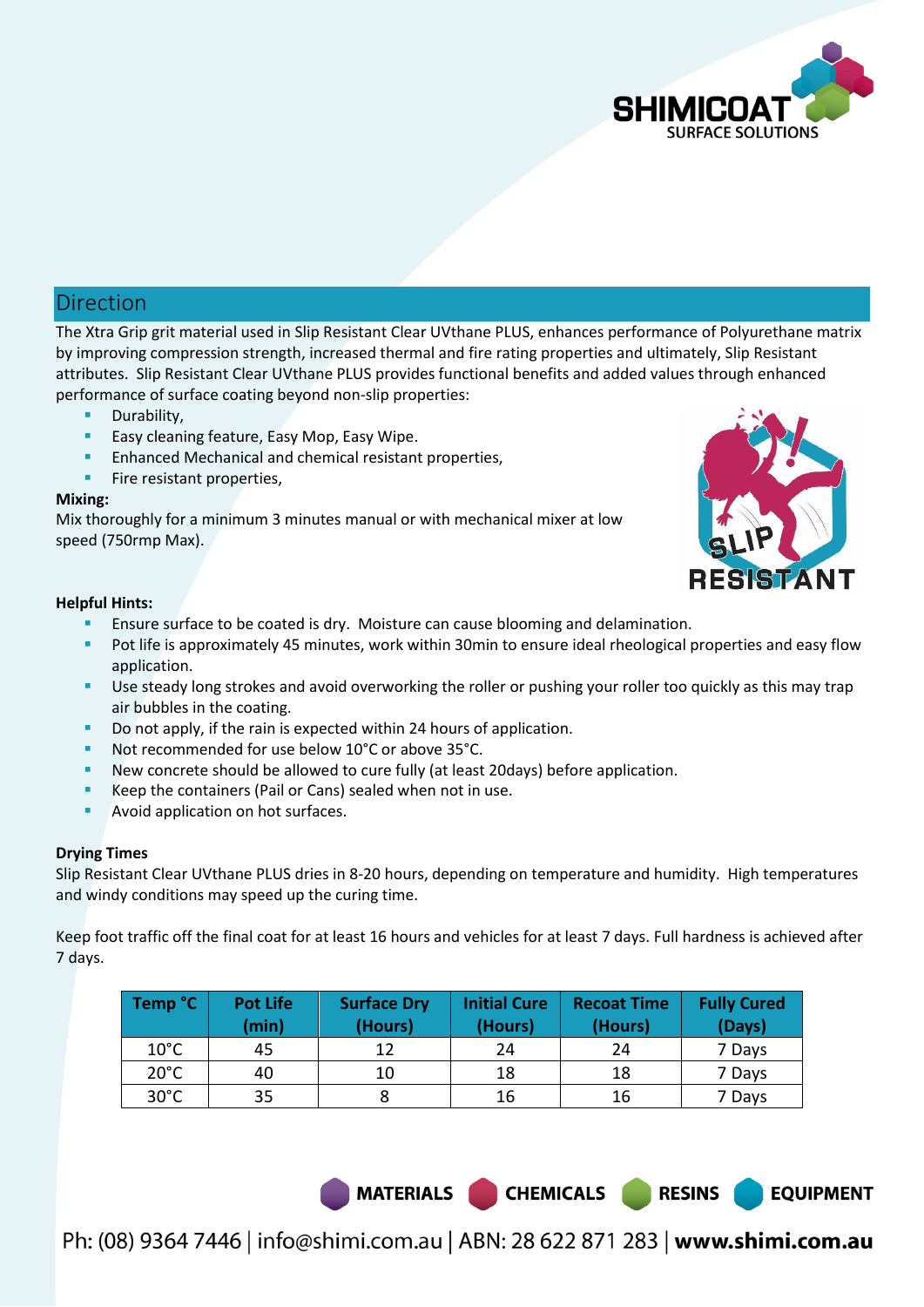## Direction

The Xtra Grip grit material used in Slip Resistant Clear UVthane PLUS, enhances performance of Polyurethane matrix by improving compression strength, increased thermal and fire rating properties and ultimately, Slip Resistant attributes. Slip Resistant Clear UVthane PLUS provides functional benefits and added values through enhanced performance of surface coating beyond non-slip properties:

- Durability,
- Easy cleaning feature, Easy Mop, Easy Wipe.
- Enhanced Mechanical and chemical resistant properties,
- Fire resistant properties,

**Mixing:**

Mix thoroughly for a minimum 3 minutes manual or with mechanical mixer at low speed (750rmp Max).

**Helpful Hints:**

- Ensure surface to be coated is dry. Moisture can cause blooming and delamination.
- Pot life is approximately 45 minutes, work within 30min to ensure ideal rheological properties and easy flow application.
- Use steady long strokes and avoid overworking the roller or pushing your roller too quickly as this may trap air bubbles in the coating.
- Do not apply, if the rain is expected within 24 hours of application.
- Not recommended for use below 10°C or above 35°C.
- New concrete should be allowed to cure fully (at least 20days) before application.
- Keep the containers (Pail or Cans) sealed when not in use.
- Avoid application on hot surfaces.

**Drying Times**

Slip Resistant Clear UVthane PLUS dries in 8-20 hours, depending on temperature and humidity. High temperatures and windy conditions may speed up the curing time.

Keep foot traffic off the final coat for at least 16 hours and vehicles for at least 7 days. Full hardness is achieved after 7 days.

| Temp °C | Pot Life (min) | Surface Dry (Hours) | Initial Cure (Hours) | Recoat Time (Hours) | Fully Cured (Days) |
|---|---|---|---|---|---|
| 10°C | 45 | 12 | 24 | 24 | 7 Days |
| 20°C | 40 | 10 | 18 | 18 | 7 Days |
| 30°C | 35 | 8 | 16 | 16 | 7 Days |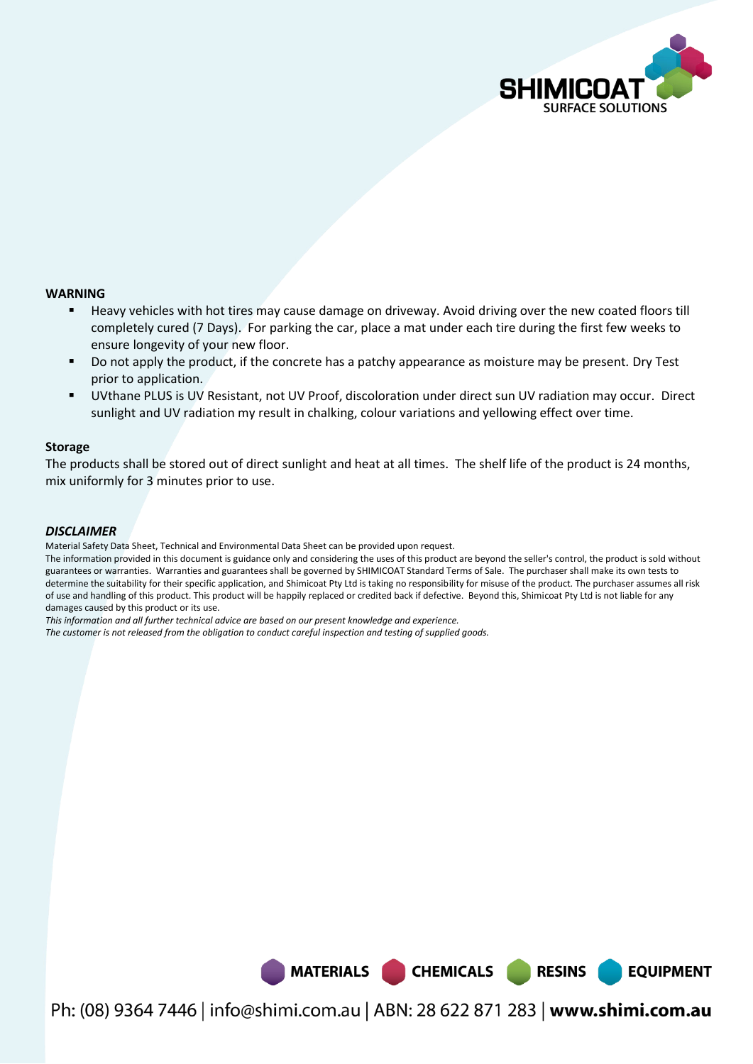## WARNING

- Heavy vehicles with hot tires may cause damage on driveway. Avoid driving over the new coated floors till completely cured (7 Days). For parking the car, place a mat under each tire during the first few weeks to ensure longevity of your new floor.
- Do not apply the product, if the concrete has a patchy appearance as moisture may be present. Dry Test prior to application.
- UVthane PLUS is UV Resistant, not UV Proof, discoloration under direct sun UV radiation may occur. Direct sunlight and UV radiation my result in chalking, colour variations and yellowing effect over time.

## Storage

The products shall be stored out of direct sunlight and heat at all times. The shelf life of the product is 24 months, mix uniformly for 3 minutes prior to use.

### *DISCLAIMER*

Material Safety Data Sheet, Technical and Environmental Data Sheet can be provided upon request.

The information provided in this document is guidance only and considering the uses of this product are beyond the seller's control, the product is sold without guarantees or warranties. Warranties and guarantees shall be governed by SHIMICOAT Standard Terms of Sale. The purchaser shall make its own tests to determine the suitability for their specific application, and Shimicoat Pty Ltd is taking no responsibility for misuse of the product. The purchaser assumes all risk of use and handling of this product. This product will be happily replaced or credited back if defective. Beyond this, Shimicoat Pty Ltd is not liable for any damages caused by this product or its use.

*This information and all further technical advice are based on our present knowledge and experience.*

*The customer is not released from the obligation to conduct careful inspection and testing of supplied goods.*